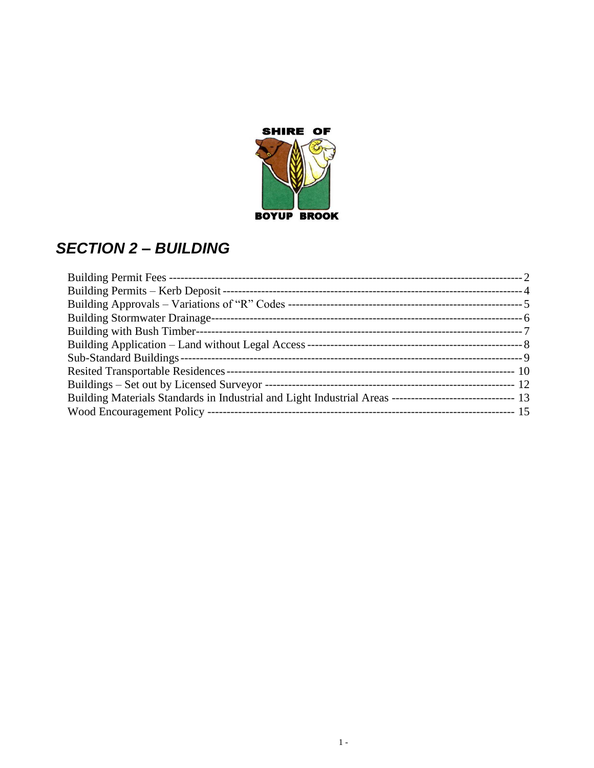SHIRE OF

BOYUP BROOK

# *SECTION 2 – BUILDING*

Building Permit Fees ------------------------------------------------------------------------------------------ 2
Building Permits – Kerb Deposit ------------------------------------------------------------------------------ 4
Building Approvals – Variations of "R" Codes ------------------------------------------------------------ 5
Building Stormwater Drainage-------------------------------------------------------------------------------- 6
Building with Bush Timber------------------------------------------------------------------------------------- 7
Building Application – Land without Legal Access ------------------------------------------------------- 8
Sub-Standard Buildings ----------------------------------------------------------------------------------------- 9
Resited Transportable Residences --------------------------------------------------------------------------- 10
Buildings – Set out by Licensed Surveyor ------------------------------------------------------------------ 12
Building Materials Standards in Industrial and Light Industrial Areas -------------------------------- 13
Wood Encouragement Policy --------------------------------------------------------------------------------- 15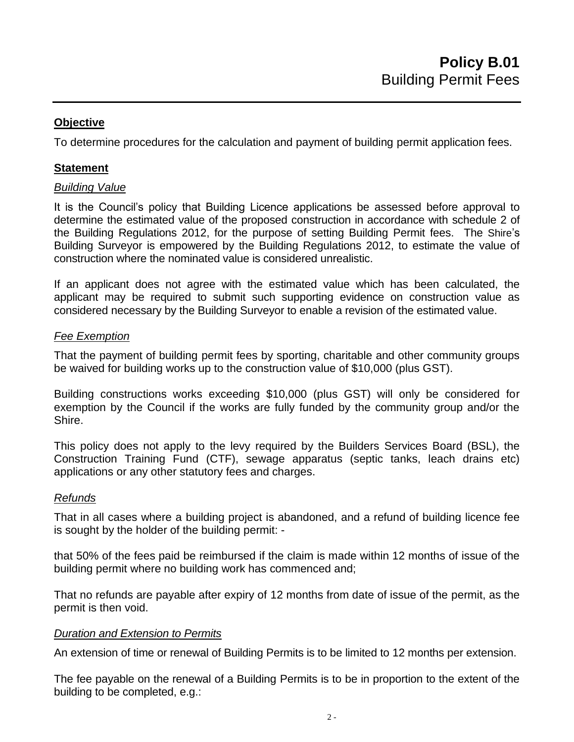# **Policy B.01**
## Building Permit Fees

---

**Objective**

To determine procedures for the calculation and payment of building permit application fees.

**Statement**

*Building Value*

It is the Council's policy that Building Licence applications be assessed before approval to determine the estimated value of the proposed construction in accordance with schedule 2 of the Building Regulations 2012, for the purpose of setting Building Permit fees. The Shire's Building Surveyor is empowered by the Building Regulations 2012, to estimate the value of construction where the nominated value is considered unrealistic.

If an applicant does not agree with the estimated value which has been calculated, the applicant may be required to submit such supporting evidence on construction value as considered necessary by the Building Surveyor to enable a revision of the estimated value.

*Fee Exemption*

That the payment of building permit fees by sporting, charitable and other community groups be waived for building works up to the construction value of $10,000 (plus GST).

Building constructions works exceeding $10,000 (plus GST) will only be considered for exemption by the Council if the works are fully funded by the community group and/or the Shire.

This policy does not apply to the levy required by the Builders Services Board (BSL), the Construction Training Fund (CTF), sewage apparatus (septic tanks, leach drains etc) applications or any other statutory fees and charges.

*Refunds*

That in all cases where a building project is abandoned, and a refund of building licence fee is sought by the holder of the building permit: -

that 50% of the fees paid be reimbursed if the claim is made within 12 months of issue of the building permit where no building work has commenced and;

That no refunds are payable after expiry of 12 months from date of issue of the permit, as the permit is then void.

*Duration and Extension to Permits*

An extension of time or renewal of Building Permits is to be limited to 12 months per extension.

The fee payable on the renewal of a Building Permits is to be in proportion to the extent of the building to be completed, e.g.: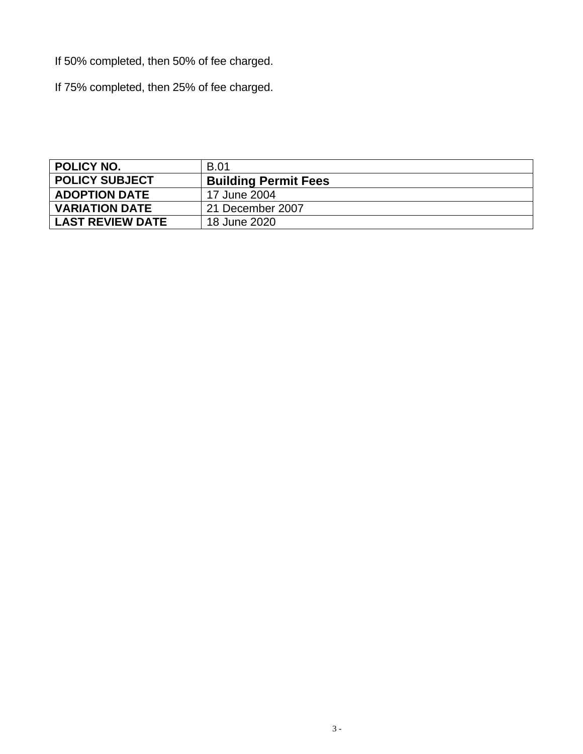If 50% completed, then 50% of fee charged.

If 75% completed, then 25% of fee charged.

| **POLICY NO.** | B.01 |
|---|---|
| **POLICY SUBJECT** | **Building Permit Fees** |
| **ADOPTION DATE** | 17 June 2004 |
| **VARIATION DATE** | 21 December 2007 |
| **LAST REVIEW DATE** | 18 June 2020 |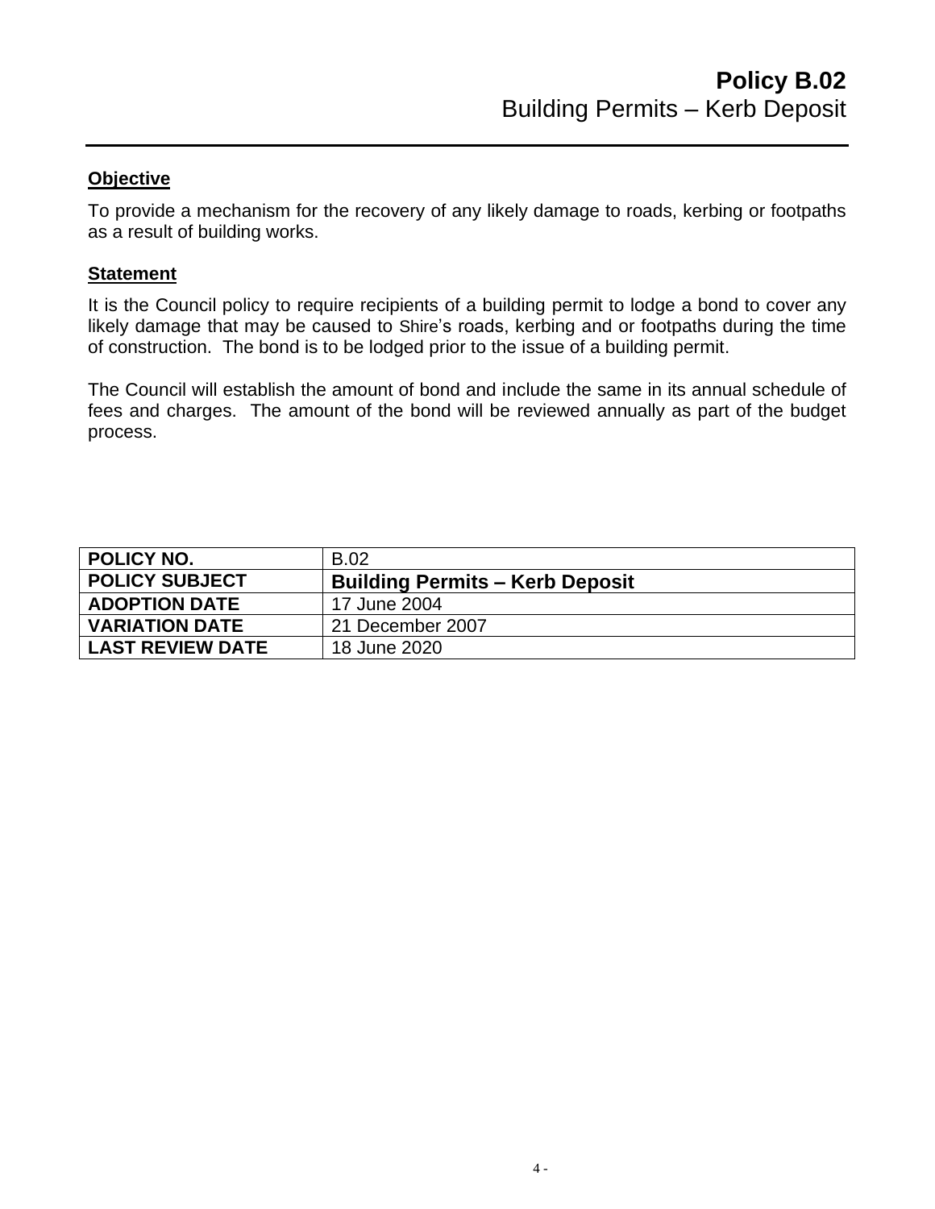# Policy B.02

Building Permits – Kerb Deposit

## Objective

To provide a mechanism for the recovery of any likely damage to roads, kerbing or footpaths as a result of building works.

## Statement

It is the Council policy to require recipients of a building permit to lodge a bond to cover any likely damage that may be caused to Shire's roads, kerbing and or footpaths during the time of construction. The bond is to be lodged prior to the issue of a building permit.

The Council will establish the amount of bond and include the same in its annual schedule of fees and charges. The amount of the bond will be reviewed annually as part of the budget process.

| **POLICY NO.** | B.02 |
|---|---|
| **POLICY SUBJECT** | **Building Permits – Kerb Deposit** |
| **ADOPTION DATE** | 17 June 2004 |
| **VARIATION DATE** | 21 December 2007 |
| **LAST REVIEW DATE** | 18 June 2020 |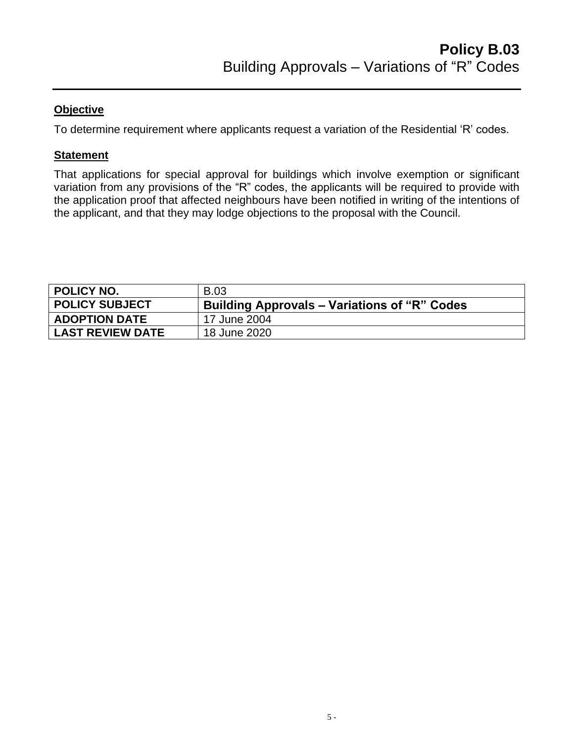# **Policy B.03**
## Building Approvals – Variations of “R” Codes

**Objective**

To determine requirement where applicants request a variation of the Residential ‘R’ codes.

**Statement**

That applications for special approval for buildings which involve exemption or significant variation from any provisions of the “R” codes, the applicants will be required to provide with the application proof that affected neighbours have been notified in writing of the intentions of the applicant, and that they may lodge objections to the proposal with the Council.

| **POLICY NO.** | B.03 |
|---|---|
| **POLICY SUBJECT** | **Building Approvals – Variations of “R” Codes** |
| **ADOPTION DATE** | 17 June 2004 |
| **LAST REVIEW DATE** | 18 June 2020 |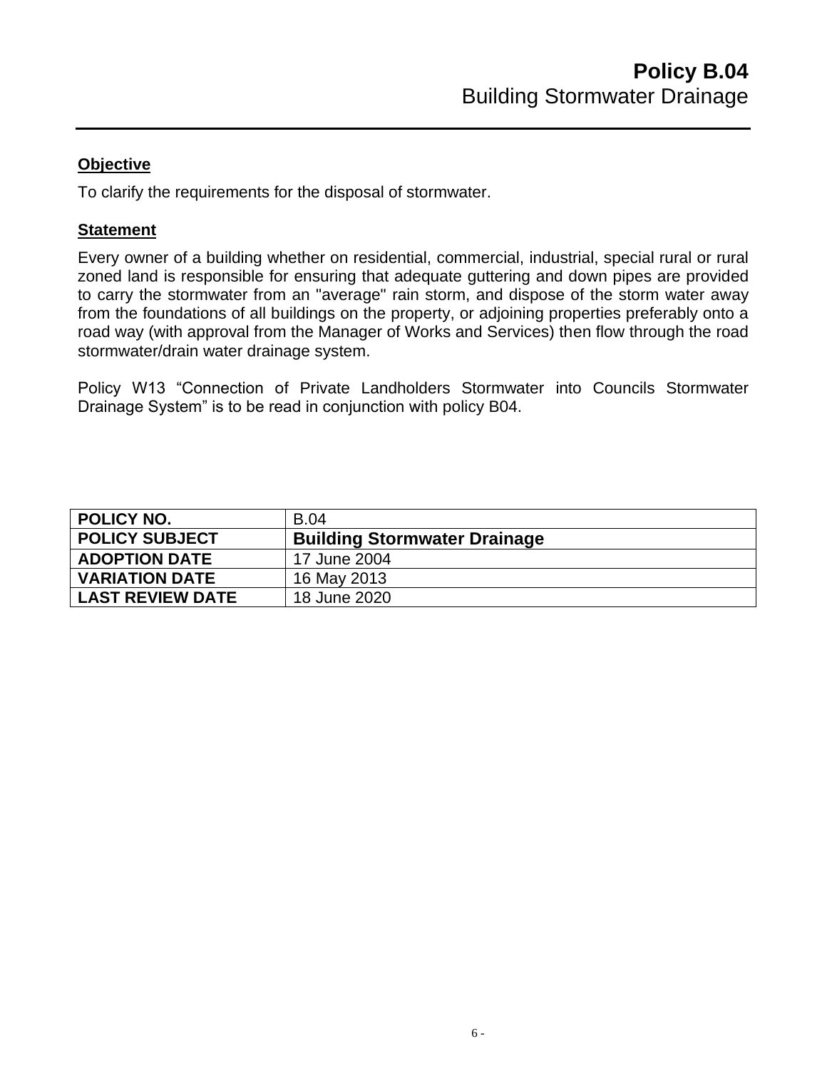# Policy B.04
## Building Stormwater Drainage

**Objective**

To clarify the requirements for the disposal of stormwater.

**Statement**

Every owner of a building whether on residential, commercial, industrial, special rural or rural zoned land is responsible for ensuring that adequate guttering and down pipes are provided to carry the stormwater from an "average" rain storm, and dispose of the storm water away from the foundations of all buildings on the property, or adjoining properties preferably onto a road way (with approval from the Manager of Works and Services) then flow through the road stormwater/drain water drainage system.

Policy W13 "Connection of Private Landholders Stormwater into Councils Stormwater Drainage System" is to be read in conjunction with policy B04.

| **POLICY NO.** | B.04 |
|---|---|
| **POLICY SUBJECT** | **Building Stormwater Drainage** |
| **ADOPTION DATE** | 17 June 2004 |
| **VARIATION DATE** | 16 May 2013 |
| **LAST REVIEW DATE** | 18 June 2020 |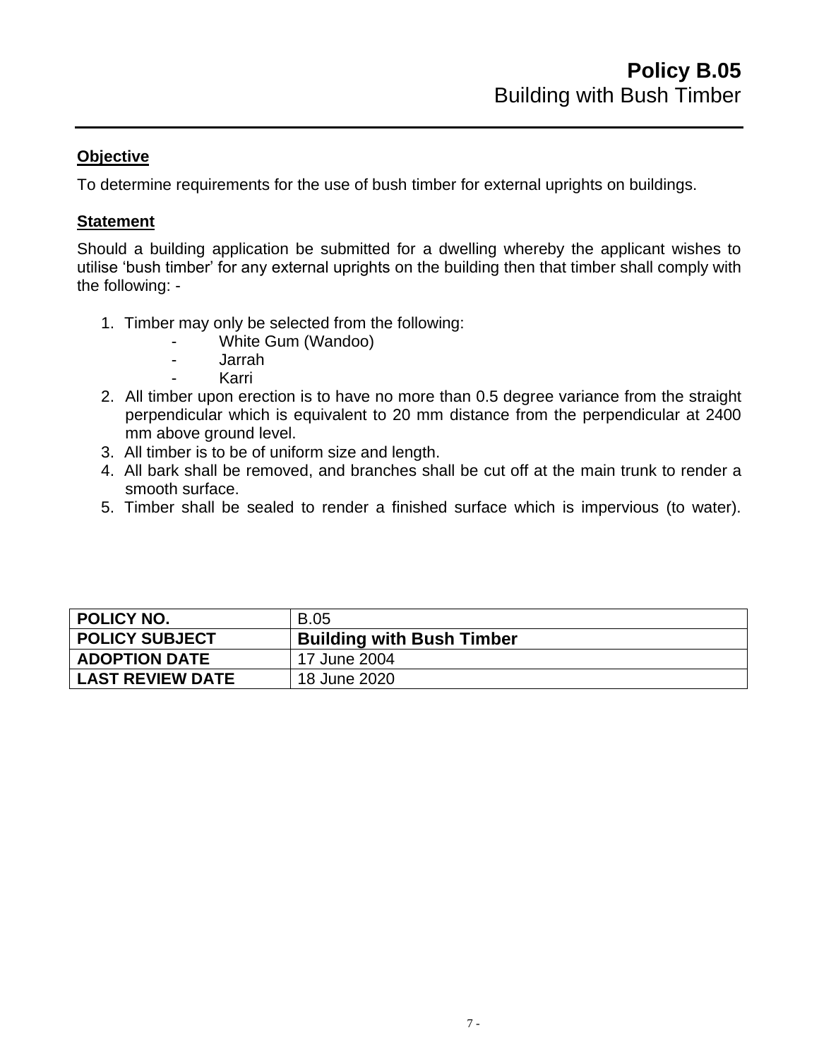# Policy B.05
## Building with Bush Timber

### Objective

To determine requirements for the use of bush timber for external uprights on buildings.

### Statement

Should a building application be submitted for a dwelling whereby the applicant wishes to utilise 'bush timber' for any external uprights on the building then that timber shall comply with the following: -

1. Timber may only be selected from the following:
   - White Gum (Wandoo)
   - Jarrah
   - Karri
2. All timber upon erection is to have no more than 0.5 degree variance from the straight perpendicular which is equivalent to 20 mm distance from the perpendicular at 2400 mm above ground level.
3. All timber is to be of uniform size and length.
4. All bark shall be removed, and branches shall be cut off at the main trunk to render a smooth surface.
5. Timber shall be sealed to render a finished surface which is impervious (to water).

| **POLICY NO.** | B.05 |
|---|---|
| **POLICY SUBJECT** | **Building with Bush Timber** |
| **ADOPTION DATE** | 17 June 2004 |
| **LAST REVIEW DATE** | 18 June 2020 |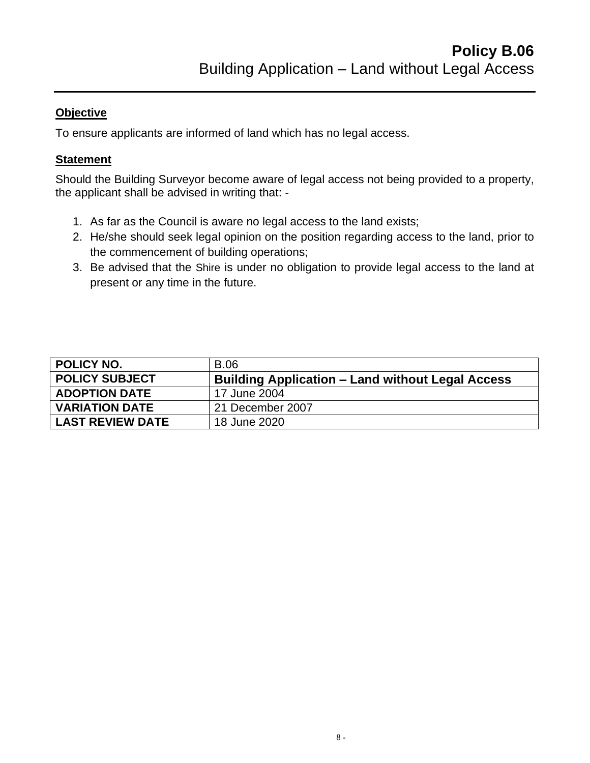# Policy B.06
## Building Application – Land without Legal Access

### Objective

To ensure applicants are informed of land which has no legal access.

### Statement

Should the Building Surveyor become aware of legal access not being provided to a property, the applicant shall be advised in writing that: -

1. As far as the Council is aware no legal access to the land exists;
2. He/she should seek legal opinion on the position regarding access to the land, prior to the commencement of building operations;
3. Be advised that the Shire is under no obligation to provide legal access to the land at present or any time in the future.

| **POLICY NO.** | B.06 |
|---|---|
| **POLICY SUBJECT** | **Building Application – Land without Legal Access** |
| **ADOPTION DATE** | 17 June 2004 |
| **VARIATION DATE** | 21 December 2007 |
| **LAST REVIEW DATE** | 18 June 2020 |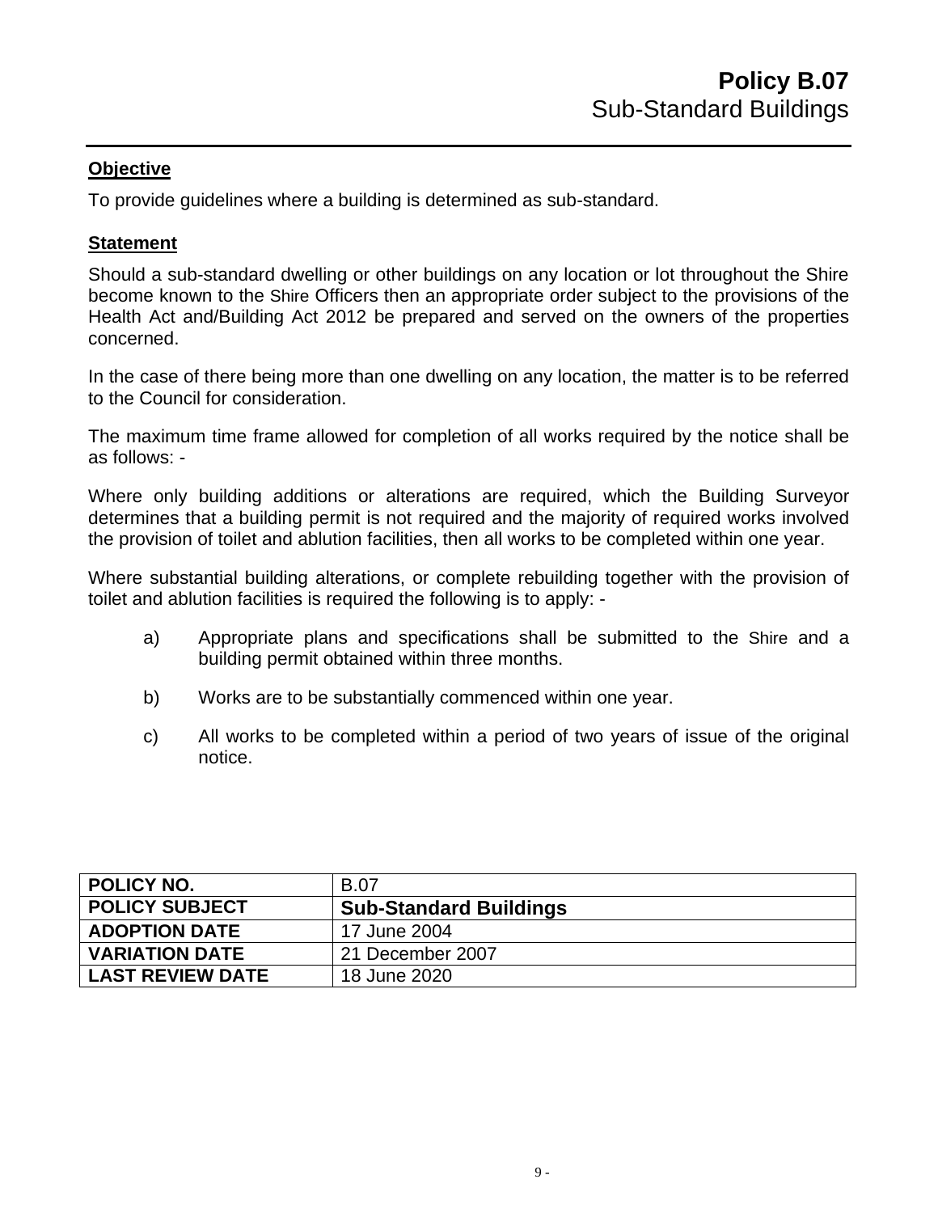# Policy B.07
## Sub-Standard Buildings

**Objective**

To provide guidelines where a building is determined as sub-standard.

**Statement**

Should a sub-standard dwelling or other buildings on any location or lot throughout the Shire become known to the Shire Officers then an appropriate order subject to the provisions of the Health Act and/Building Act 2012 be prepared and served on the owners of the properties concerned.

In the case of there being more than one dwelling on any location, the matter is to be referred to the Council for consideration.

The maximum time frame allowed for completion of all works required by the notice shall be as follows: -

Where only building additions or alterations are required, which the Building Surveyor determines that a building permit is not required and the majority of required works involved the provision of toilet and ablution facilities, then all works to be completed within one year.

Where substantial building alterations, or complete rebuilding together with the provision of toilet and ablution facilities is required the following is to apply: -

a) Appropriate plans and specifications shall be submitted to the Shire and a building permit obtained within three months.

b) Works are to be substantially commenced within one year.

c) All works to be completed within a period of two years of issue of the original notice.

| **POLICY NO.** | B.07 |
|---|---|
| **POLICY SUBJECT** | **Sub-Standard Buildings** |
| **ADOPTION DATE** | 17 June 2004 |
| **VARIATION DATE** | 21 December 2007 |
| **LAST REVIEW DATE** | 18 June 2020 |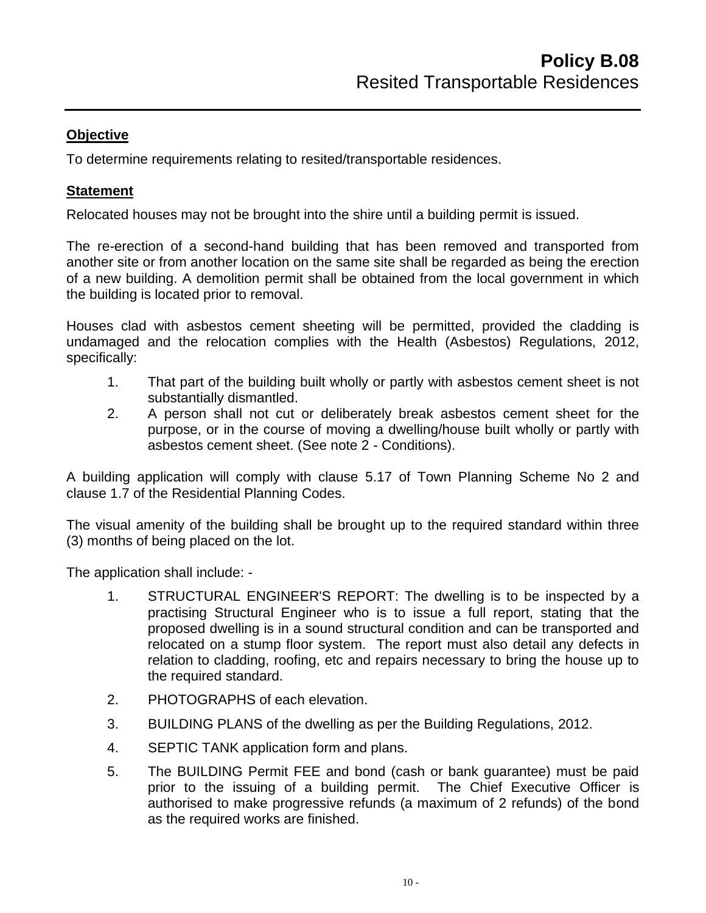# Policy B.08
## Resited Transportable Residences

### Objective

To determine requirements relating to resited/transportable residences.

### Statement

Relocated houses may not be brought into the shire until a building permit is issued.

The re-erection of a second-hand building that has been removed and transported from another site or from another location on the same site shall be regarded as being the erection of a new building. A demolition permit shall be obtained from the local government in which the building is located prior to removal.

Houses clad with asbestos cement sheeting will be permitted, provided the cladding is undamaged and the relocation complies with the Health (Asbestos) Regulations, 2012, specifically:

1. That part of the building built wholly or partly with asbestos cement sheet is not substantially dismantled.
2. A person shall not cut or deliberately break asbestos cement sheet for the purpose, or in the course of moving a dwelling/house built wholly or partly with asbestos cement sheet. (See note 2 - Conditions).

A building application will comply with clause 5.17 of Town Planning Scheme No 2 and clause 1.7 of the Residential Planning Codes.

The visual amenity of the building shall be brought up to the required standard within three (3) months of being placed on the lot.

The application shall include: -

1. STRUCTURAL ENGINEER'S REPORT: The dwelling is to be inspected by a practising Structural Engineer who is to issue a full report, stating that the proposed dwelling is in a sound structural condition and can be transported and relocated on a stump floor system. The report must also detail any defects in relation to cladding, roofing, etc and repairs necessary to bring the house up to the required standard.
2. PHOTOGRAPHS of each elevation.
3. BUILDING PLANS of the dwelling as per the Building Regulations, 2012.
4. SEPTIC TANK application form and plans.
5. The BUILDING Permit FEE and bond (cash or bank guarantee) must be paid prior to the issuing of a building permit. The Chief Executive Officer is authorised to make progressive refunds (a maximum of 2 refunds) of the bond as the required works are finished.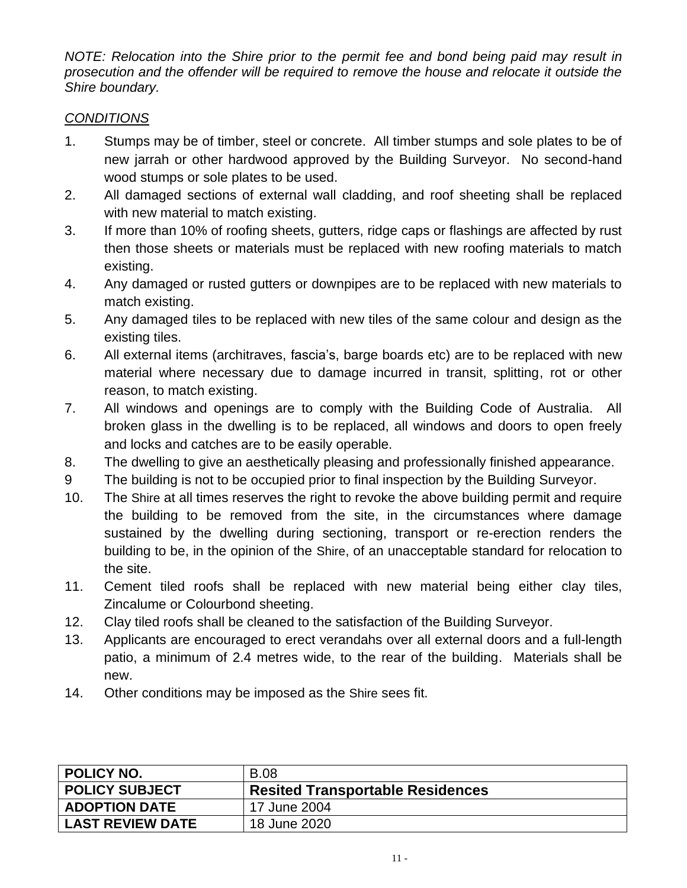*NOTE: Relocation into the Shire prior to the permit fee and bond being paid may result in prosecution and the offender will be required to remove the house and relocate it outside the Shire boundary.*

*CONDITIONS*

1. Stumps may be of timber, steel or concrete. All timber stumps and sole plates to be of new jarrah or other hardwood approved by the Building Surveyor. No second-hand wood stumps or sole plates to be used.
2. All damaged sections of external wall cladding, and roof sheeting shall be replaced with new material to match existing.
3. If more than 10% of roofing sheets, gutters, ridge caps or flashings are affected by rust then those sheets or materials must be replaced with new roofing materials to match existing.
4. Any damaged or rusted gutters or downpipes are to be replaced with new materials to match existing.
5. Any damaged tiles to be replaced with new tiles of the same colour and design as the existing tiles.
6. All external items (architraves, fascia's, barge boards etc) are to be replaced with new material where necessary due to damage incurred in transit, splitting, rot or other reason, to match existing.
7. All windows and openings are to comply with the Building Code of Australia. All broken glass in the dwelling is to be replaced, all windows and doors to open freely and locks and catches are to be easily operable.
8. The dwelling to give an aesthetically pleasing and professionally finished appearance.
9. The building is not to be occupied prior to final inspection by the Building Surveyor.
10. The Shire at all times reserves the right to revoke the above building permit and require the building to be removed from the site, in the circumstances where damage sustained by the dwelling during sectioning, transport or re-erection renders the building to be, in the opinion of the Shire, of an unacceptable standard for relocation to the site.
11. Cement tiled roofs shall be replaced with new material being either clay tiles, Zincalume or Colourbond sheeting.
12. Clay tiled roofs shall be cleaned to the satisfaction of the Building Surveyor.
13. Applicants are encouraged to erect verandahs over all external doors and a full-length patio, a minimum of 2.4 metres wide, to the rear of the building. Materials shall be new.
14. Other conditions may be imposed as the Shire sees fit.

| **POLICY NO.** | B.08 |
|---|---|
| **POLICY SUBJECT** | **Resited Transportable Residences** |
| **ADOPTION DATE** | 17 June 2004 |
| **LAST REVIEW DATE** | 18 June 2020 |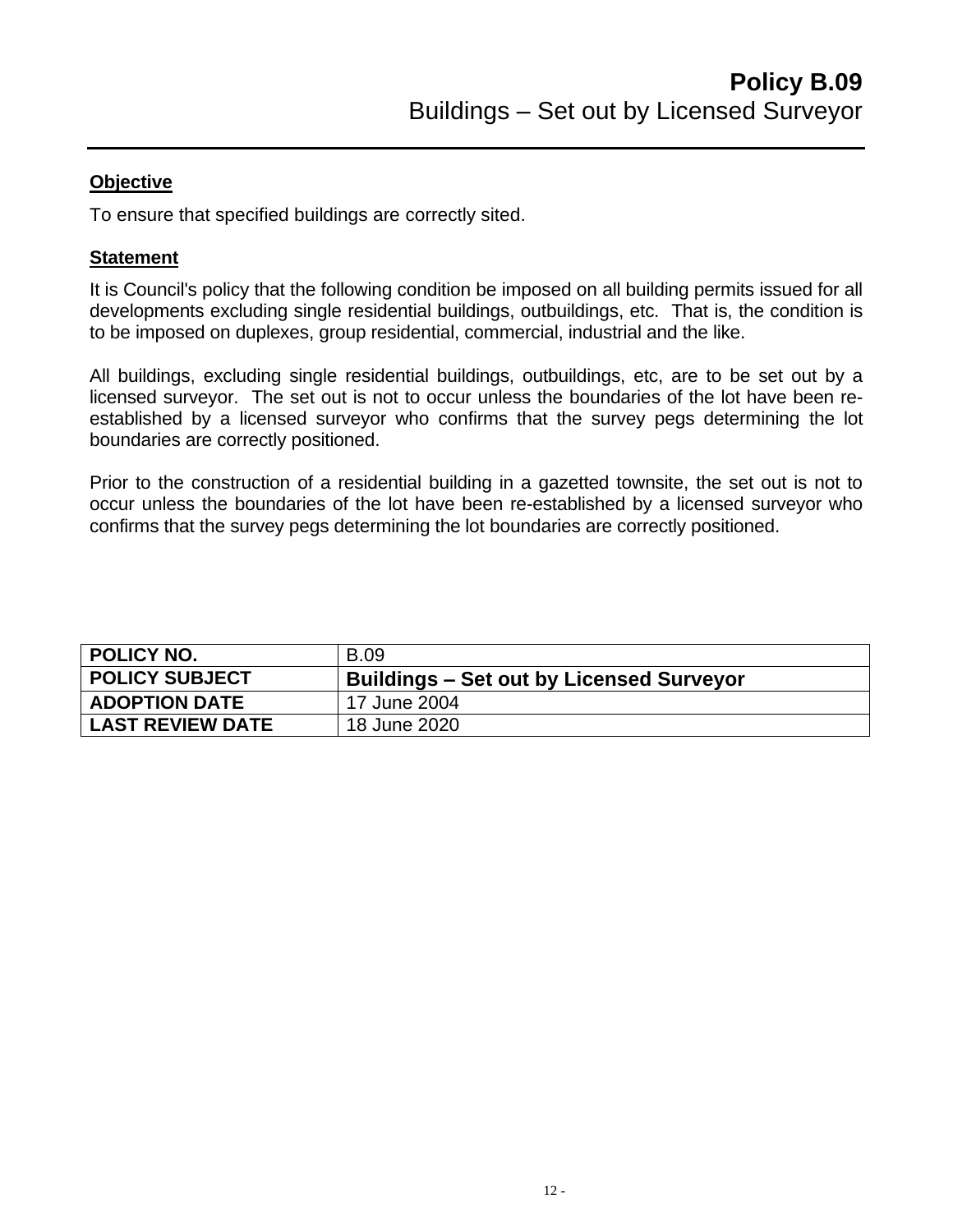# Policy B.09
## Buildings – Set out by Licensed Surveyor

---

**Objective**

To ensure that specified buildings are correctly sited.

**Statement**

It is Council's policy that the following condition be imposed on all building permits issued for all developments excluding single residential buildings, outbuildings, etc. That is, the condition is to be imposed on duplexes, group residential, commercial, industrial and the like.

All buildings, excluding single residential buildings, outbuildings, etc, are to be set out by a licensed surveyor. The set out is not to occur unless the boundaries of the lot have been re-established by a licensed surveyor who confirms that the survey pegs determining the lot boundaries are correctly positioned.

Prior to the construction of a residential building in a gazetted townsite, the set out is not to occur unless the boundaries of the lot have been re-established by a licensed surveyor who confirms that the survey pegs determining the lot boundaries are correctly positioned.

| **POLICY NO.** | B.09 |
|---|---|
| **POLICY SUBJECT** | **Buildings – Set out by Licensed Surveyor** |
| **ADOPTION DATE** | 17 June 2004 |
| **LAST REVIEW DATE** | 18 June 2020 |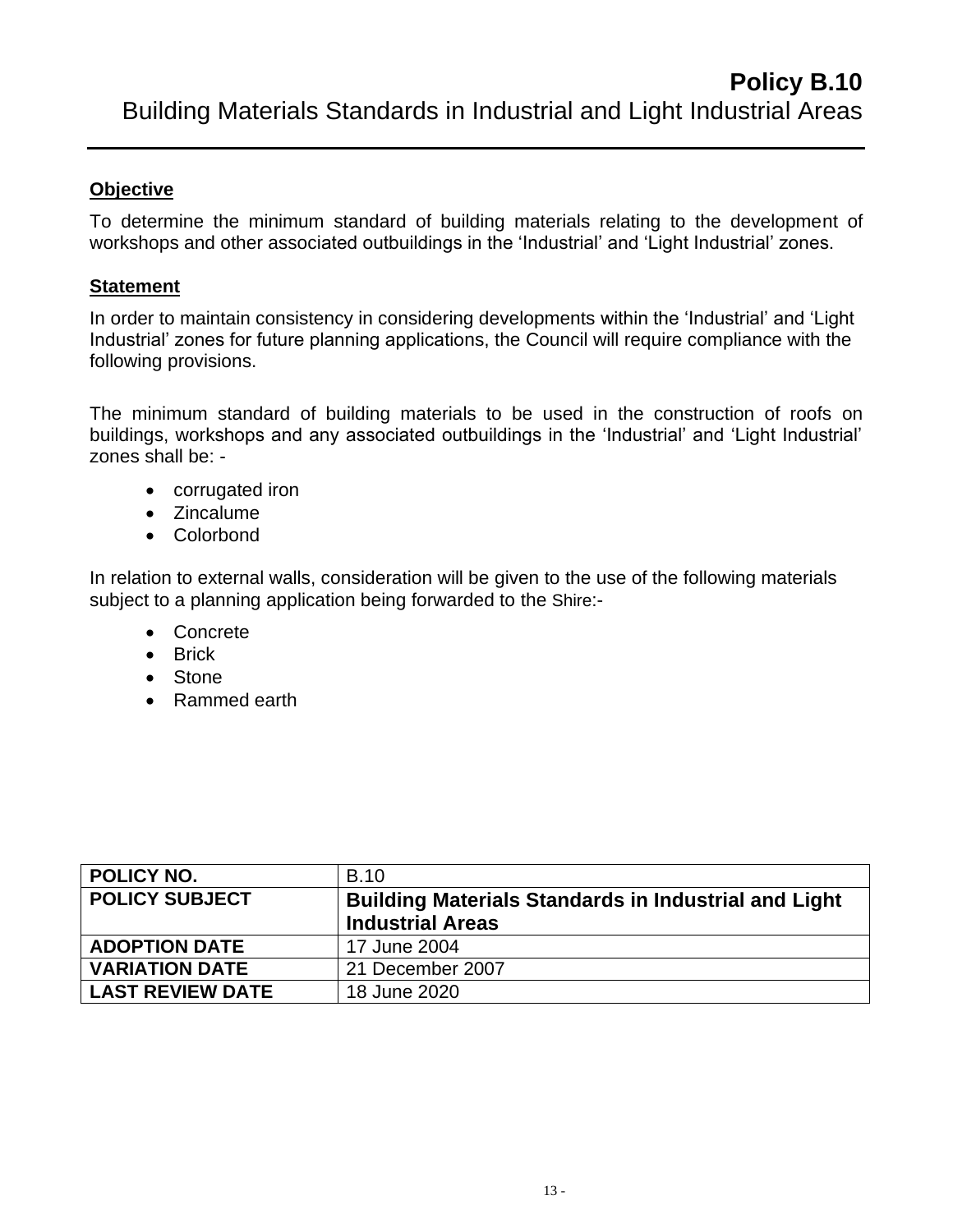# Policy B.10

## Building Materials Standards in Industrial and Light Industrial Areas

### **Objective**

To determine the minimum standard of building materials relating to the development of workshops and other associated outbuildings in the 'Industrial' and 'Light Industrial' zones.

### **Statement**

In order to maintain consistency in considering developments within the 'Industrial' and 'Light Industrial' zones for future planning applications, the Council will require compliance with the following provisions.

The minimum standard of building materials to be used in the construction of roofs on buildings, workshops and any associated outbuildings in the 'Industrial' and 'Light Industrial' zones shall be: -

- corrugated iron
- Zincalume
- Colorbond

In relation to external walls, consideration will be given to the use of the following materials subject to a planning application being forwarded to the Shire:-

- Concrete
- Brick
- Stone
- Rammed earth

| **POLICY NO.** | B.10 |
|---|---|
| **POLICY SUBJECT** | **Building Materials Standards in Industrial and Light Industrial Areas** |
| **ADOPTION DATE** | 17 June 2004 |
| **VARIATION DATE** | 21 December 2007 |
| **LAST REVIEW DATE** | 18 June 2020 |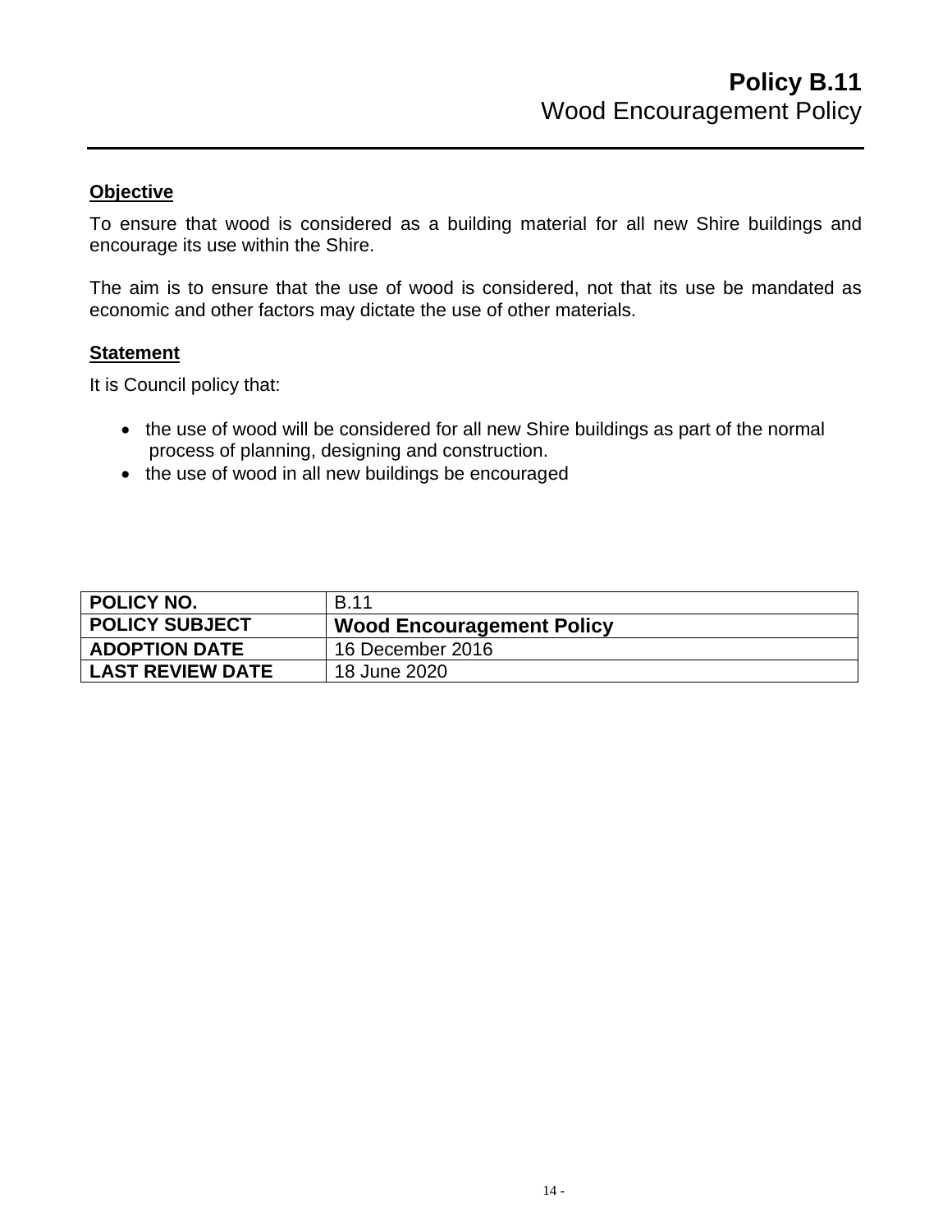# Policy B.11
## Wood Encouragement Policy

**Objective**

To ensure that wood is considered as a building material for all new Shire buildings and encourage its use within the Shire.

The aim is to ensure that the use of wood is considered, not that its use be mandated as economic and other factors may dictate the use of other materials.

**Statement**

It is Council policy that:

- the use of wood will be considered for all new Shire buildings as part of the normal process of planning, designing and construction.
- the use of wood in all new buildings be encouraged

| | |
|---|---|
| **POLICY NO.** | B.11 |
| **POLICY SUBJECT** | **Wood Encouragement Policy** |
| **ADOPTION DATE** | 16 December 2016 |
| **LAST REVIEW DATE** | 18 June 2020 |